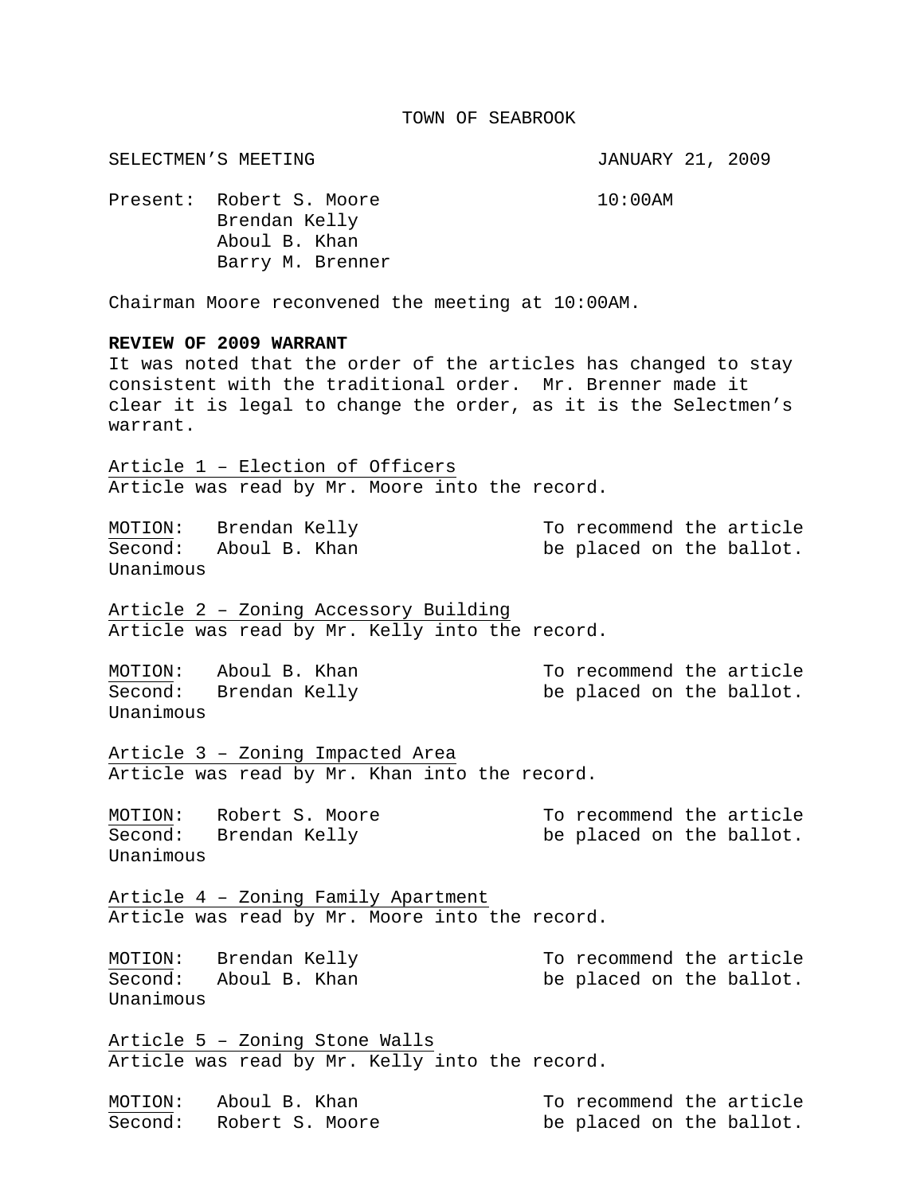TOWN OF SEABROOK

SELECTMEN'S MEETING JANUARY 21, 2009

Present: Robert S. Moore 10:00AM
Brendan Kelly
Aboul B. Khan
Barry M. Brenner

Chairman Moore reconvened the meeting at 10:00AM.

**REVIEW OF 2009 WARRANT**

It was noted that the order of the articles has changed to stay consistent with the traditional order. Mr. Brenner made it clear it is legal to change the order, as it is the Selectmen's warrant.

Article 1 – Election of Officers

Article was read by Mr. Moore into the record.

MOTION: Brendan Kelly — To recommend the article
Second: Aboul B. Khan — be placed on the ballot.
Unanimous

Article 2 – Zoning Accessory Building

Article was read by Mr. Kelly into the record.

MOTION: Aboul B. Khan — To recommend the article
Second: Brendan Kelly — be placed on the ballot.
Unanimous

Article 3 – Zoning Impacted Area

Article was read by Mr. Khan into the record.

MOTION: Robert S. Moore — To recommend the article
Second: Brendan Kelly — be placed on the ballot.
Unanimous

Article 4 – Zoning Family Apartment

Article was read by Mr. Moore into the record.

MOTION: Brendan Kelly — To recommend the article
Second: Aboul B. Khan — be placed on the ballot.
Unanimous

Article 5 – Zoning Stone Walls

Article was read by Mr. Kelly into the record.

MOTION: Aboul B. Khan — To recommend the article
Second: Robert S. Moore — be placed on the ballot.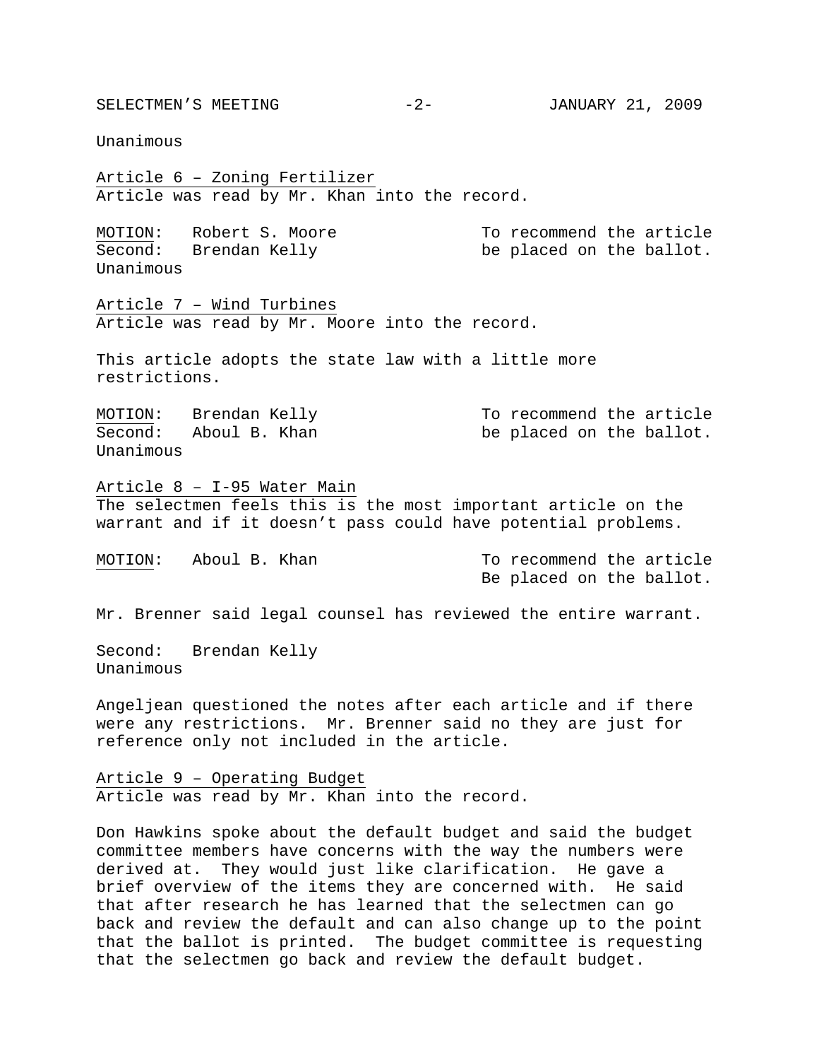Unanimous

<u>Article 6 – Zoning Fertilizer</u>
Article was read by Mr. Khan into the record.

<u>MOTION</u>: Robert S. Moore — To recommend the article be placed on the ballot.
Second: Brendan Kelly
Unanimous

<u>Article 7 – Wind Turbines</u>
Article was read by Mr. Moore into the record.

This article adopts the state law with a little more restrictions.

<u>MOTION</u>: Brendan Kelly — To recommend the article be placed on the ballot.
Second: Aboul B. Khan
Unanimous

<u>Article 8 – I-95 Water Main</u>
The selectmen feels this is the most important article on the warrant and if it doesn't pass could have potential problems.

<u>MOTION</u>: Aboul B. Khan — To recommend the article Be placed on the ballot.

Mr. Brenner said legal counsel has reviewed the entire warrant.

Second: Brendan Kelly
Unanimous

Angeljean questioned the notes after each article and if there were any restrictions. Mr. Brenner said no they are just for reference only not included in the article.

<u>Article 9 – Operating Budget</u>
Article was read by Mr. Khan into the record.

Don Hawkins spoke about the default budget and said the budget committee members have concerns with the way the numbers were derived at. They would just like clarification. He gave a brief overview of the items they are concerned with. He said that after research he has learned that the selectmen can go back and review the default and can also change up to the point that the ballot is printed. The budget committee is requesting that the selectmen go back and review the default budget.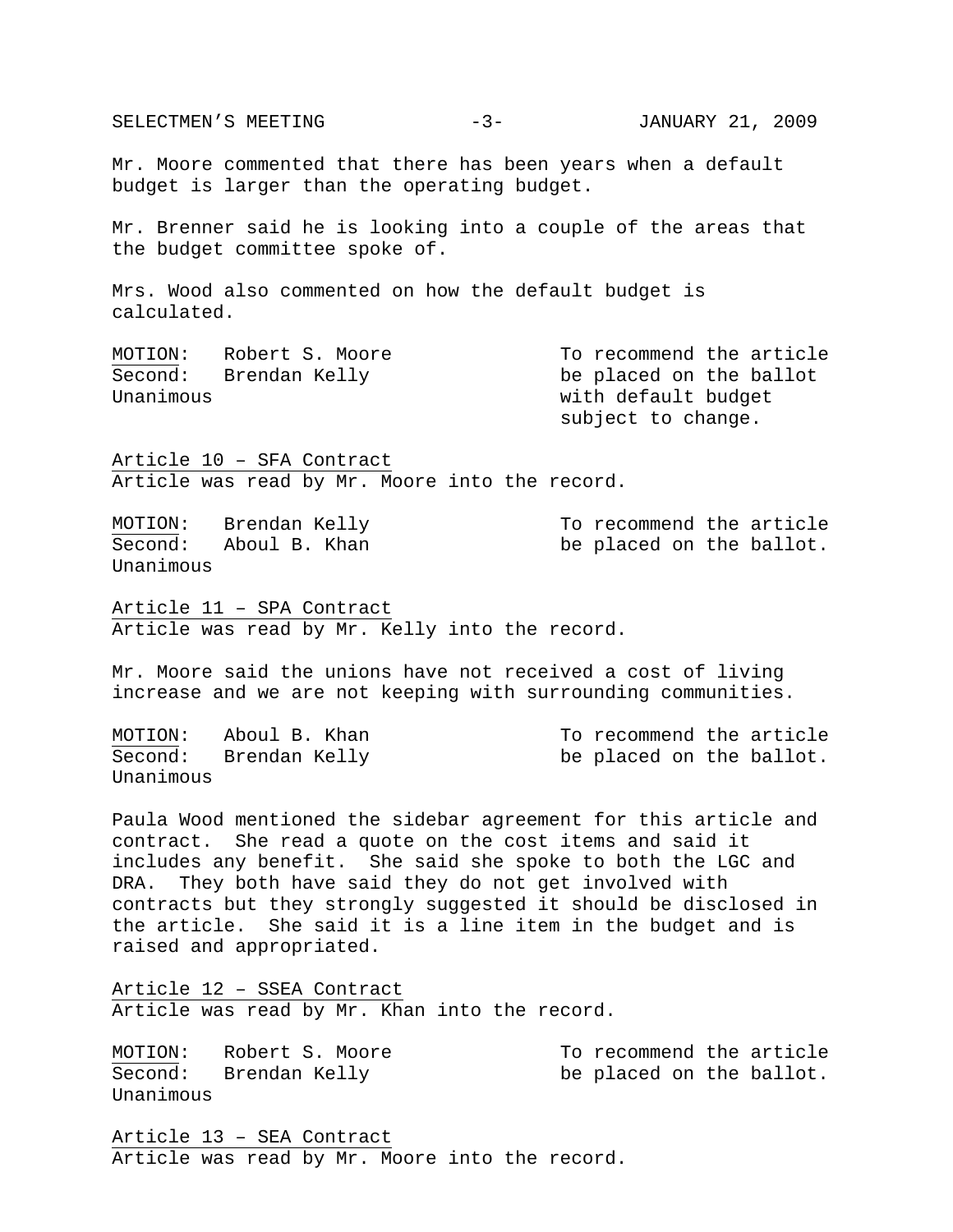Mr. Moore commented that there has been years when a default budget is larger than the operating budget.

Mr. Brenner said he is looking into a couple of the areas that the budget committee spoke of.

Mrs. Wood also commented on how the default budget is calculated.

<u>MOTION</u>: Robert S. Moore
Second: Brendan Kelly
Unanimous

To recommend the article be placed on the ballot with default budget subject to change.

<u>Article 10 – SFA Contract</u>
Article was read by Mr. Moore into the record.

<u>MOTION</u>: Brendan Kelly
Second: Aboul B. Khan
Unanimous

To recommend the article be placed on the ballot.

<u>Article 11 – SPA Contract</u>
Article was read by Mr. Kelly into the record.

Mr. Moore said the unions have not received a cost of living increase and we are not keeping with surrounding communities.

<u>MOTION</u>: Aboul B. Khan
Second: Brendan Kelly
Unanimous

To recommend the article be placed on the ballot.

Paula Wood mentioned the sidebar agreement for this article and contract. She read a quote on the cost items and said it includes any benefit. She said she spoke to both the LGC and DRA. They both have said they do not get involved with contracts but they strongly suggested it should be disclosed in the article. She said it is a line item in the budget and is raised and appropriated.

<u>Article 12 – SSEA Contract</u>
Article was read by Mr. Khan into the record.

<u>MOTION</u>: Robert S. Moore
Second: Brendan Kelly
Unanimous

To recommend the article be placed on the ballot.

<u>Article 13 – SEA Contract</u>
Article was read by Mr. Moore into the record.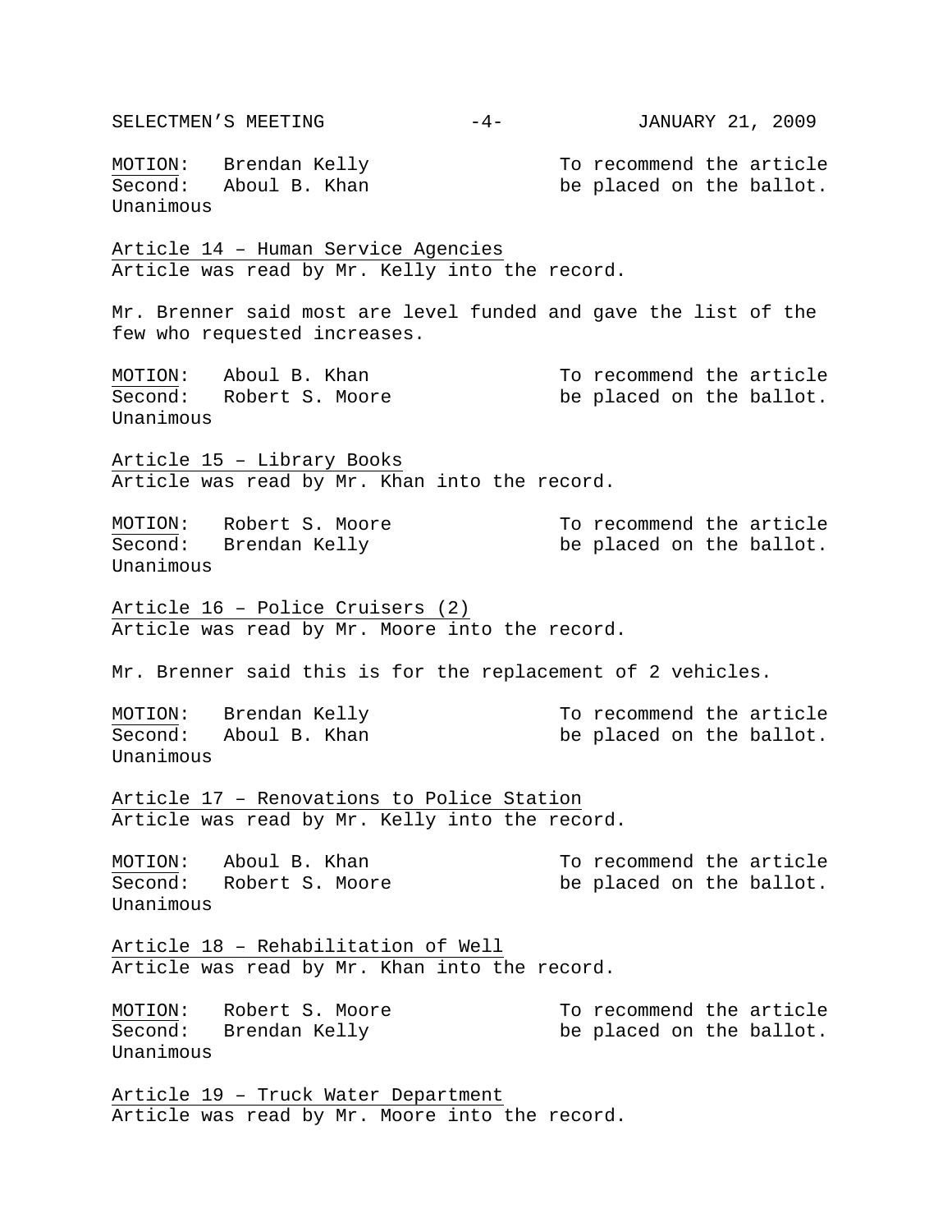MOTION: Brendan Kelly — To recommend the article be placed on the ballot.
Second: Aboul B. Khan
Unanimous

Article 14 – Human Service Agencies
Article was read by Mr. Kelly into the record.

Mr. Brenner said most are level funded and gave the list of the few who requested increases.

MOTION: Aboul B. Khan — To recommend the article be placed on the ballot.
Second: Robert S. Moore
Unanimous

Article 15 – Library Books
Article was read by Mr. Khan into the record.

MOTION: Robert S. Moore — To recommend the article be placed on the ballot.
Second: Brendan Kelly
Unanimous

Article 16 – Police Cruisers (2)
Article was read by Mr. Moore into the record.

Mr. Brenner said this is for the replacement of 2 vehicles.

MOTION: Brendan Kelly — To recommend the article be placed on the ballot.
Second: Aboul B. Khan
Unanimous

Article 17 – Renovations to Police Station
Article was read by Mr. Kelly into the record.

MOTION: Aboul B. Khan — To recommend the article be placed on the ballot.
Second: Robert S. Moore
Unanimous

Article 18 – Rehabilitation of Well
Article was read by Mr. Khan into the record.

MOTION: Robert S. Moore — To recommend the article be placed on the ballot.
Second: Brendan Kelly
Unanimous

Article 19 – Truck Water Department
Article was read by Mr. Moore into the record.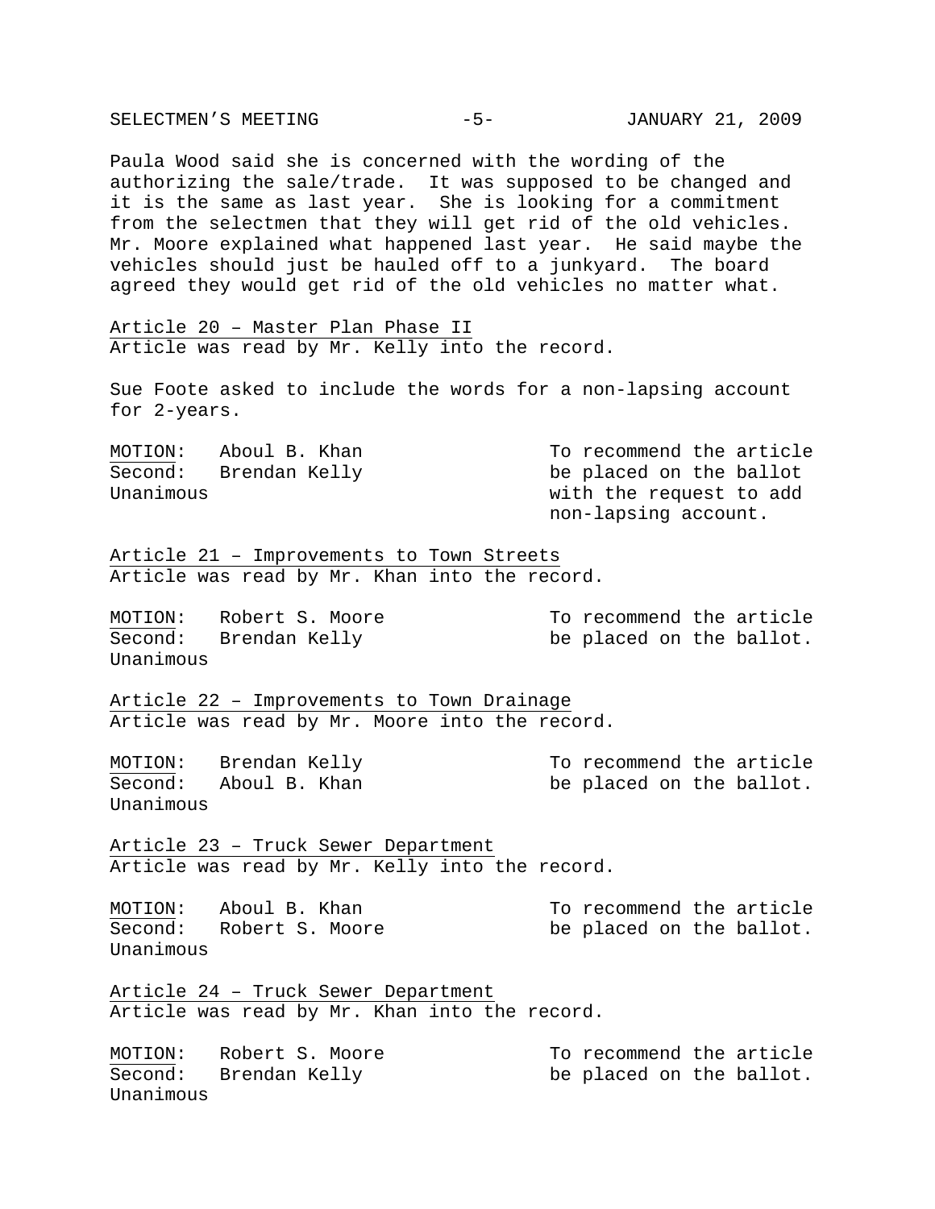Paula Wood said she is concerned with the wording of the authorizing the sale/trade. It was supposed to be changed and it is the same as last year. She is looking for a commitment from the selectmen that they will get rid of the old vehicles. Mr. Moore explained what happened last year. He said maybe the vehicles should just be hauled off to a junkyard. The board agreed they would get rid of the old vehicles no matter what.

Article 20 – Master Plan Phase II
Article was read by Mr. Kelly into the record.

Sue Foote asked to include the words for a non-lapsing account for 2-years.

| | | |
|---|---|---|
| MOTION: | Aboul B. Khan | To recommend the article be placed on the ballot with the request to add non-lapsing account. |
| Second: | Brendan Kelly | |
| Unanimous | | |

Article 21 – Improvements to Town Streets
Article was read by Mr. Khan into the record.

| | | |
|---|---|---|
| MOTION: | Robert S. Moore | To recommend the article be placed on the ballot. |
| Second: | Brendan Kelly | |
| Unanimous | | |

Article 22 – Improvements to Town Drainage
Article was read by Mr. Moore into the record.

| | | |
|---|---|---|
| MOTION: | Brendan Kelly | To recommend the article be placed on the ballot. |
| Second: | Aboul B. Khan | |
| Unanimous | | |

Article 23 – Truck Sewer Department
Article was read by Mr. Kelly into the record.

| | | |
|---|---|---|
| MOTION: | Aboul B. Khan | To recommend the article be placed on the ballot. |
| Second: | Robert S. Moore | |
| Unanimous | | |

Article 24 – Truck Sewer Department
Article was read by Mr. Khan into the record.

| | | |
|---|---|---|
| MOTION: | Robert S. Moore | To recommend the article be placed on the ballot. |
| Second: | Brendan Kelly | |
| Unanimous | | |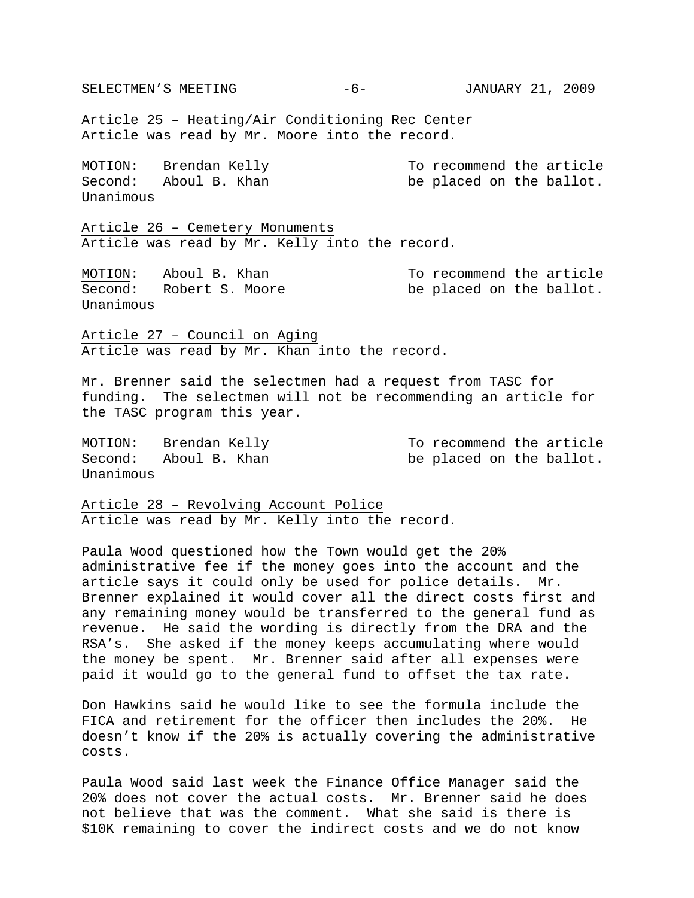Article 25 – Heating/Air Conditioning Rec Center
Article was read by Mr. Moore into the record.

| | | |
|---|---|---|
| MOTION: | Brendan Kelly | To recommend the article |
| Second: | Aboul B. Khan | be placed on the ballot. |

Unanimous

Article 26 – Cemetery Monuments
Article was read by Mr. Kelly into the record.

| | | |
|---|---|---|
| MOTION: | Aboul B. Khan | To recommend the article |
| Second: | Robert S. Moore | be placed on the ballot. |

Unanimous

Article 27 – Council on Aging
Article was read by Mr. Khan into the record.

Mr. Brenner said the selectmen had a request from TASC for funding. The selectmen will not be recommending an article for the TASC program this year.

| | | |
|---|---|---|
| MOTION: | Brendan Kelly | To recommend the article |
| Second: | Aboul B. Khan | be placed on the ballot. |

Unanimous

Article 28 – Revolving Account Police
Article was read by Mr. Kelly into the record.

Paula Wood questioned how the Town would get the 20% administrative fee if the money goes into the account and the article says it could only be used for police details. Mr. Brenner explained it would cover all the direct costs first and any remaining money would be transferred to the general fund as revenue. He said the wording is directly from the DRA and the RSA's. She asked if the money keeps accumulating where would the money be spent. Mr. Brenner said after all expenses were paid it would go to the general fund to offset the tax rate.

Don Hawkins said he would like to see the formula include the FICA and retirement for the officer then includes the 20%. He doesn't know if the 20% is actually covering the administrative costs.

Paula Wood said last week the Finance Office Manager said the 20% does not cover the actual costs. Mr. Brenner said he does not believe that was the comment. What she said is there is $10K remaining to cover the indirect costs and we do not know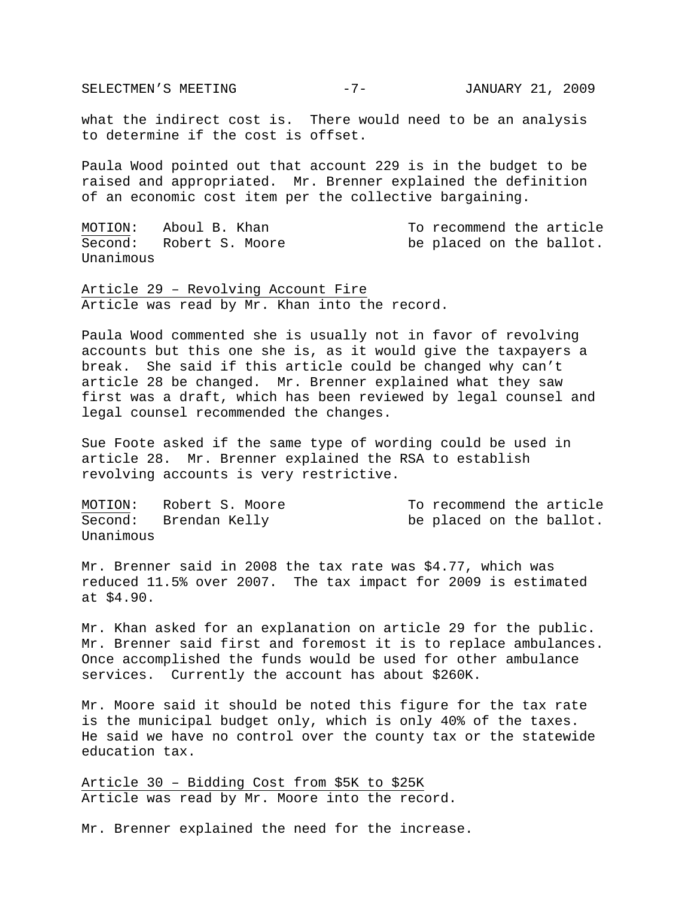what the indirect cost is. There would need to be an analysis to determine if the cost is offset.

Paula Wood pointed out that account 229 is in the budget to be raised and appropriated. Mr. Brenner explained the definition of an economic cost item per the collective bargaining.

MOTION: Aboul B. Khan — To recommend the article be placed on the ballot.
Second: Robert S. Moore
Unanimous

Article 29 – Revolving Account Fire

Article was read by Mr. Khan into the record.

Paula Wood commented she is usually not in favor of revolving accounts but this one she is, as it would give the taxpayers a break. She said if this article could be changed why can't article 28 be changed. Mr. Brenner explained what they saw first was a draft, which has been reviewed by legal counsel and legal counsel recommended the changes.

Sue Foote asked if the same type of wording could be used in article 28. Mr. Brenner explained the RSA to establish revolving accounts is very restrictive.

MOTION: Robert S. Moore — To recommend the article be placed on the ballot.
Second: Brendan Kelly
Unanimous

Mr. Brenner said in 2008 the tax rate was $4.77, which was reduced 11.5% over 2007. The tax impact for 2009 is estimated at $4.90.

Mr. Khan asked for an explanation on article 29 for the public. Mr. Brenner said first and foremost it is to replace ambulances. Once accomplished the funds would be used for other ambulance services. Currently the account has about $260K.

Mr. Moore said it should be noted this figure for the tax rate is the municipal budget only, which is only 40% of the taxes. He said we have no control over the county tax or the statewide education tax.

Article 30 – Bidding Cost from $5K to $25K

Article was read by Mr. Moore into the record.

Mr. Brenner explained the need for the increase.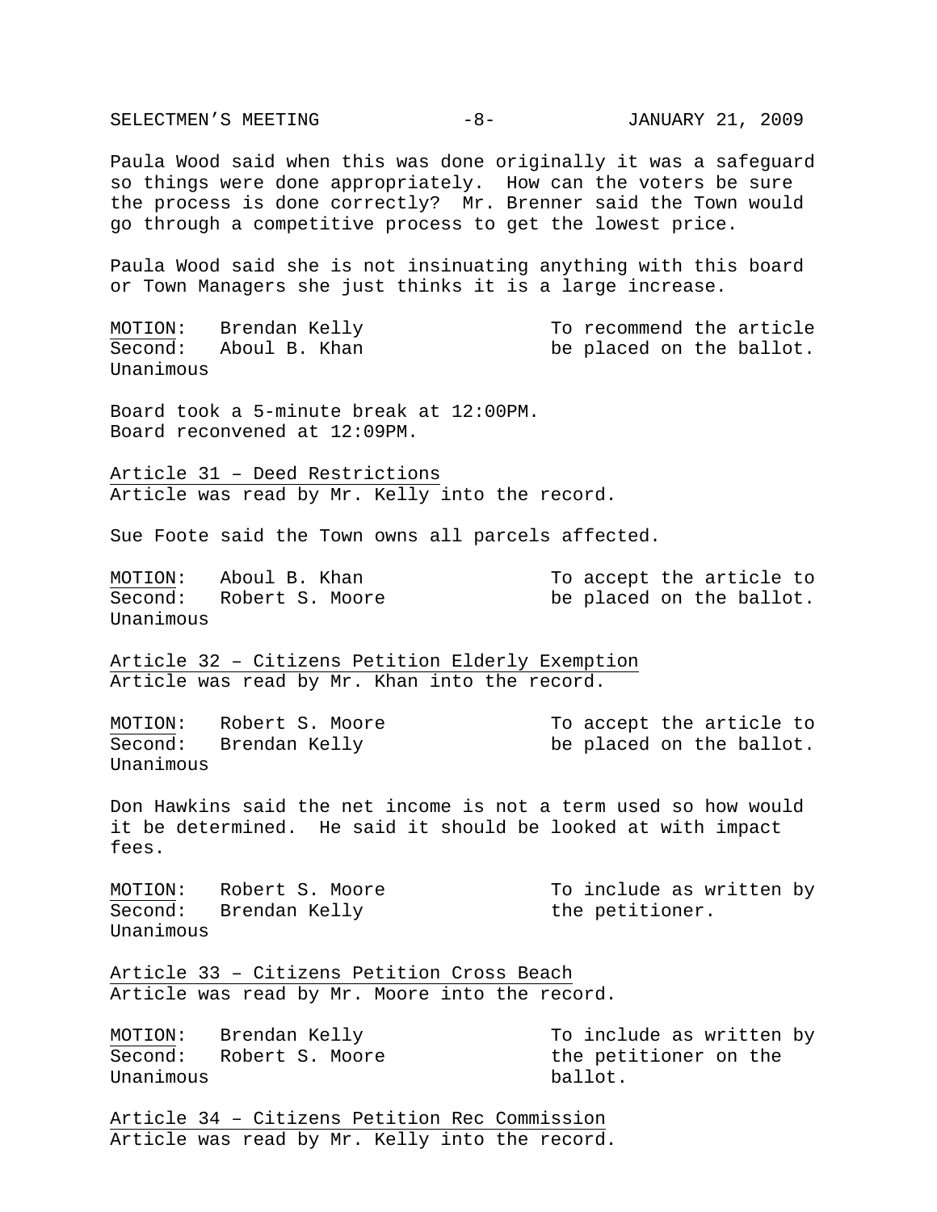Paula Wood said when this was done originally it was a safeguard so things were done appropriately. How can the voters be sure the process is done correctly? Mr. Brenner said the Town would go through a competitive process to get the lowest price.

Paula Wood said she is not insinuating anything with this board or Town Managers she just thinks it is a large increase.

<u>MOTION</u>: Brendan Kelly — To recommend the article be placed on the ballot.
<u>Second</u>: Aboul B. Khan
Unanimous

Board took a 5-minute break at 12:00PM.
Board reconvened at 12:09PM.

<u>Article 31 – Deed Restrictions</u>
Article was read by Mr. Kelly into the record.

Sue Foote said the Town owns all parcels affected.

<u>MOTION</u>: Aboul B. Khan — To accept the article to be placed on the ballot.
<u>Second</u>: Robert S. Moore
Unanimous

<u>Article 32 – Citizens Petition Elderly Exemption</u>
Article was read by Mr. Khan into the record.

<u>MOTION</u>: Robert S. Moore — To accept the article to be placed on the ballot.
<u>Second</u>: Brendan Kelly
Unanimous

Don Hawkins said the net income is not a term used so how would it be determined. He said it should be looked at with impact fees.

<u>MOTION</u>: Robert S. Moore — To include as written by the petitioner.
<u>Second</u>: Brendan Kelly
Unanimous

<u>Article 33 – Citizens Petition Cross Beach</u>
Article was read by Mr. Moore into the record.

<u>MOTION</u>: Brendan Kelly — To include as written by the petitioner on the ballot.
<u>Second</u>: Robert S. Moore
Unanimous

<u>Article 34 – Citizens Petition Rec Commission</u>
Article was read by Mr. Kelly into the record.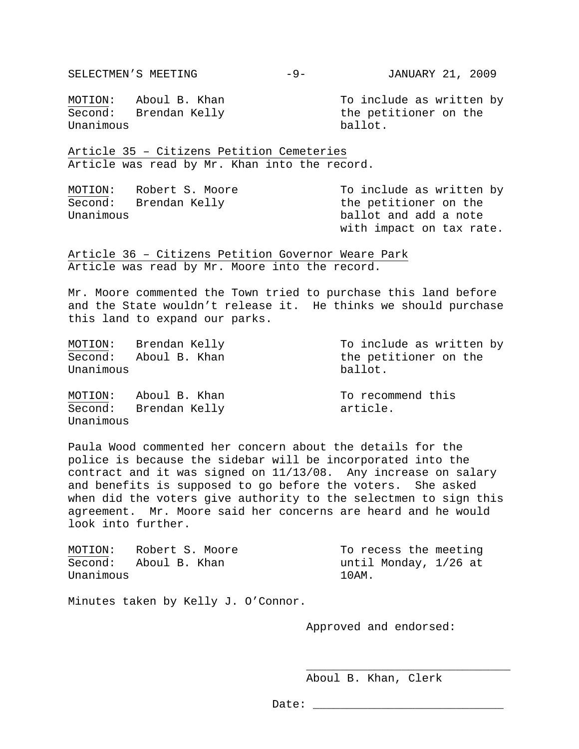MOTION: Aboul B. Khan
Second: Brendan Kelly
Unanimous

To include as written by the petitioner on the ballot.

Article 35 – Citizens Petition Cemeteries
Article was read by Mr. Khan into the record.

MOTION: Robert S. Moore
Second: Brendan Kelly
Unanimous

To include as written by the petitioner on the ballot and add a note with impact on tax rate.

Article 36 – Citizens Petition Governor Weare Park
Article was read by Mr. Moore into the record.

Mr. Moore commented the Town tried to purchase this land before and the State wouldn't release it. He thinks we should purchase this land to expand our parks.

MOTION: Brendan Kelly
Second: Aboul B. Khan
Unanimous

To include as written by the petitioner on the ballot.

MOTION: Aboul B. Khan
Second: Brendan Kelly
Unanimous

To recommend this article.

Paula Wood commented her concern about the details for the police is because the sidebar will be incorporated into the contract and it was signed on 11/13/08. Any increase on salary and benefits is supposed to go before the voters. She asked when did the voters give authority to the selectmen to sign this agreement. Mr. Moore said her concerns are heard and he would look into further.

MOTION: Robert S. Moore
Second: Aboul B. Khan
Unanimous

To recess the meeting until Monday, 1/26 at 10AM.

Minutes taken by Kelly J. O'Connor.

Approved and endorsed:

______________________________
Aboul B. Khan, Clerk

Date: ____________________________